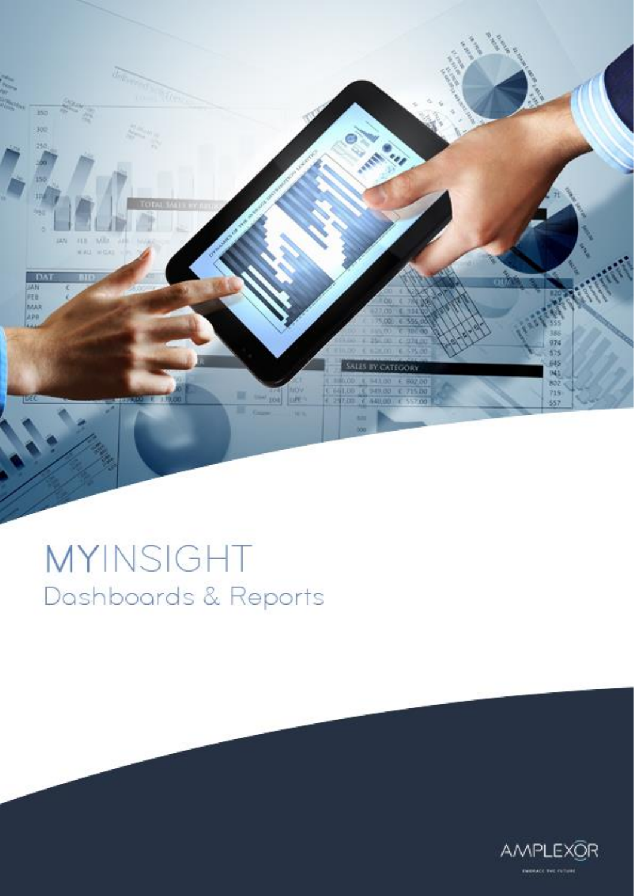# MYINSIGHT

## Dashboards & Reports

AMPLEXOR

EMBRACE THE FUTURE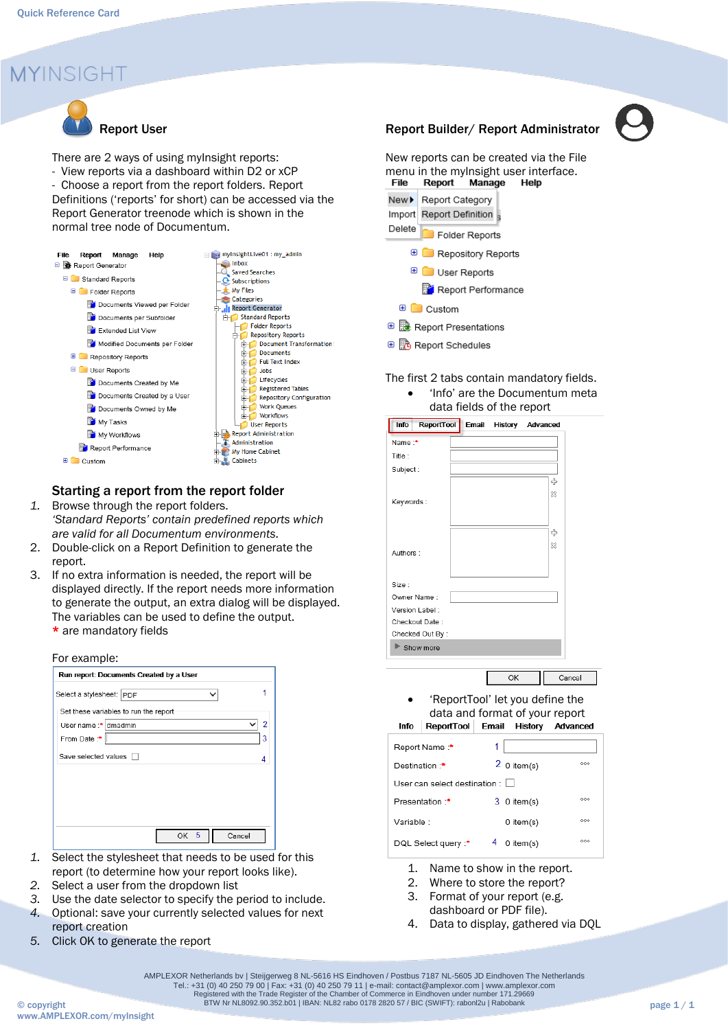# MYINSIGHT

## Report User

There are 2 ways of using myInsight reports:
- View reports via a dashboard within D2 or xCP
- Choose a report from the report folders. Report Definitions ('reports' for short) can be accessed via the Report Generator treenode of Documentum which is shown in the normal tree node of Documentum.

### Starting a report from the report folder

1. Browse through the report folders.
   *'Standard Reports' contain predefined reports which are valid for all Documentum environments.*
2. Double-click on a Report Definition to generate the report.
3. If no extra information is needed, the report will be displayed directly. If the report needs more information to generate the output, an extra dialog will be displayed. The variables can be used to define the output.
   * are mandatory fields

For example:

1. Select the stylesheet that needs to be used for this report (to determine how your report looks like).
2. Select a user from the dropdown list
3. Use the date selector to specify the period to include.
4. Optional: save your currently selected values for next report creation
5. Click OK to generate the report

## Report Builder/ Report Administrator

New reports can be created via the File menu in the myInsight user interface.

The first 2 tabs contain mandatory fields.

- 'Info' are the Documentum meta data fields of the report

- 'ReportTool' let you define the data and format of your report

1. Name to show in the report.
2. Where to store the report?
3. Format of your report (e.g. dashboard or PDF file).
4. Data to display, gathered via DQL

AMPLEXOR Netherlands bv | Steijgerweg 8 NL-5616 HS Eindhoven / Postbus 7187 NL-5605 JD Eindhoven The Netherlands
Tel.: +31 (0) 40 250 79 00 | Fax: +31 (0) 40 250 79 11 | e-mail: contact@amplexor.com | www.amplexor.com
Registered with the Trade Register of the Chamber of Commerce in Eindhoven under number 171.29669
BTW Nr NL8092.90.352.B01 | IBAN: NL82 rabo 0178 2820 57 / BIC (SWIFT): rabonl2u | Rabobank

© copyright
www.AMPLEXOR.com/myInsight